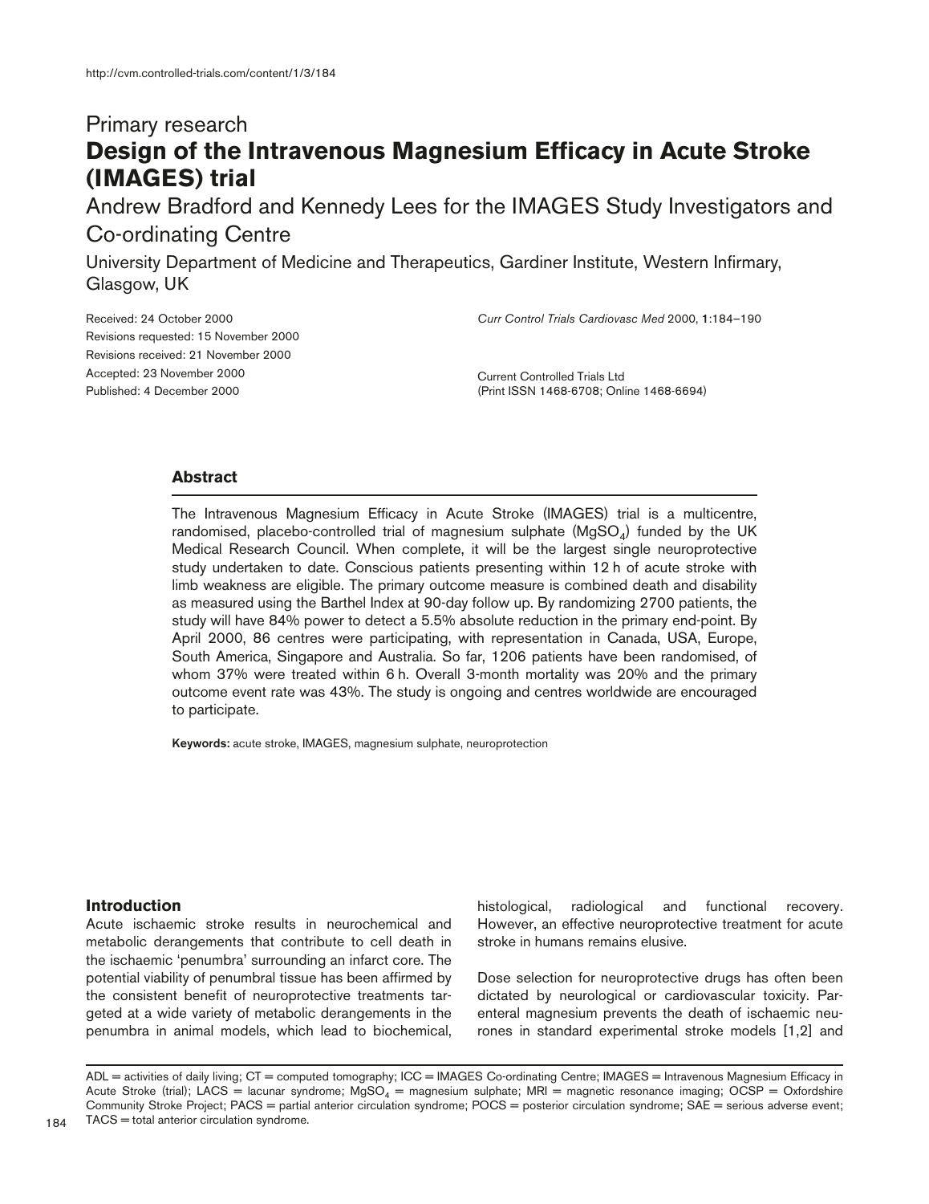http://cvm.controlled-trials.com/content/1/3/184

Primary research

# Design of the Intravenous Magnesium Efficacy in Acute Stroke (IMAGES) trial

Andrew Bradford and Kennedy Lees for the IMAGES Study Investigators and Co-ordinating Centre

University Department of Medicine and Therapeutics, Gardiner Institute, Western Infirmary, Glasgow, UK

Received: 24 October 2000
Revisions requested: 15 November 2000
Revisions received: 21 November 2000
Accepted: 23 November 2000
Published: 4 December 2000

*Curr Control Trials Cardiovasc Med* 2000, **1**:184–190

Current Controlled Trials Ltd
(Print ISSN 1468-6708; Online 1468-6694)

## Abstract

The Intravenous Magnesium Efficacy in Acute Stroke (IMAGES) trial is a multicentre, randomised, placebo-controlled trial of magnesium sulphate ($MgSO_4$) funded by the UK Medical Research Council. When complete, it will be the largest single neuroprotective study undertaken to date. Conscious patients presenting within 12 h of acute stroke with limb weakness are eligible. The primary outcome measure is combined death and disability as measured using the Barthel Index at 90-day follow up. By randomizing 2700 patients, the study will have 84% power to detect a 5.5% absolute reduction in the primary end-point. By April 2000, 86 centres were participating, with representation in Canada, USA, Europe, South America, Singapore and Australia. So far, 1206 patients have been randomised, of whom 37% were treated within 6 h. Overall 3-month mortality was 20% and the primary outcome event rate was 43%. The study is ongoing and centres worldwide are encouraged to participate.

**Keywords:** acute stroke, IMAGES, magnesium sulphate, neuroprotection

## Introduction

Acute ischaemic stroke results in neurochemical and metabolic derangements that contribute to cell death in the ischaemic 'penumbra' surrounding an infarct core. The potential viability of penumbral tissue has been affirmed by the consistent benefit of neuroprotective treatments targeted at a wide variety of metabolic derangements in the penumbra in animal models, which lead to biochemical, histological, radiological and functional recovery. However, an effective neuroprotective treatment for acute stroke in humans remains elusive.

Dose selection for neuroprotective drugs has often been dictated by neurological or cardiovascular toxicity. Parenteral magnesium prevents the death of ischaemic neurones in standard experimental stroke models [1,2] and

ADL = activities of daily living; CT = computed tomography; ICC = IMAGES Co-ordinating Centre; IMAGES = Intravenous Magnesium Efficacy in Acute Stroke (trial); LACS = lacunar syndrome; $MgSO_4$ = magnesium sulphate; MRI = magnetic resonance imaging; OCSP = Oxfordshire Community Stroke Project; PACS = partial anterior circulation syndrome; POCS = posterior circulation syndrome; SAE = serious adverse event; TACS = total anterior circulation syndrome.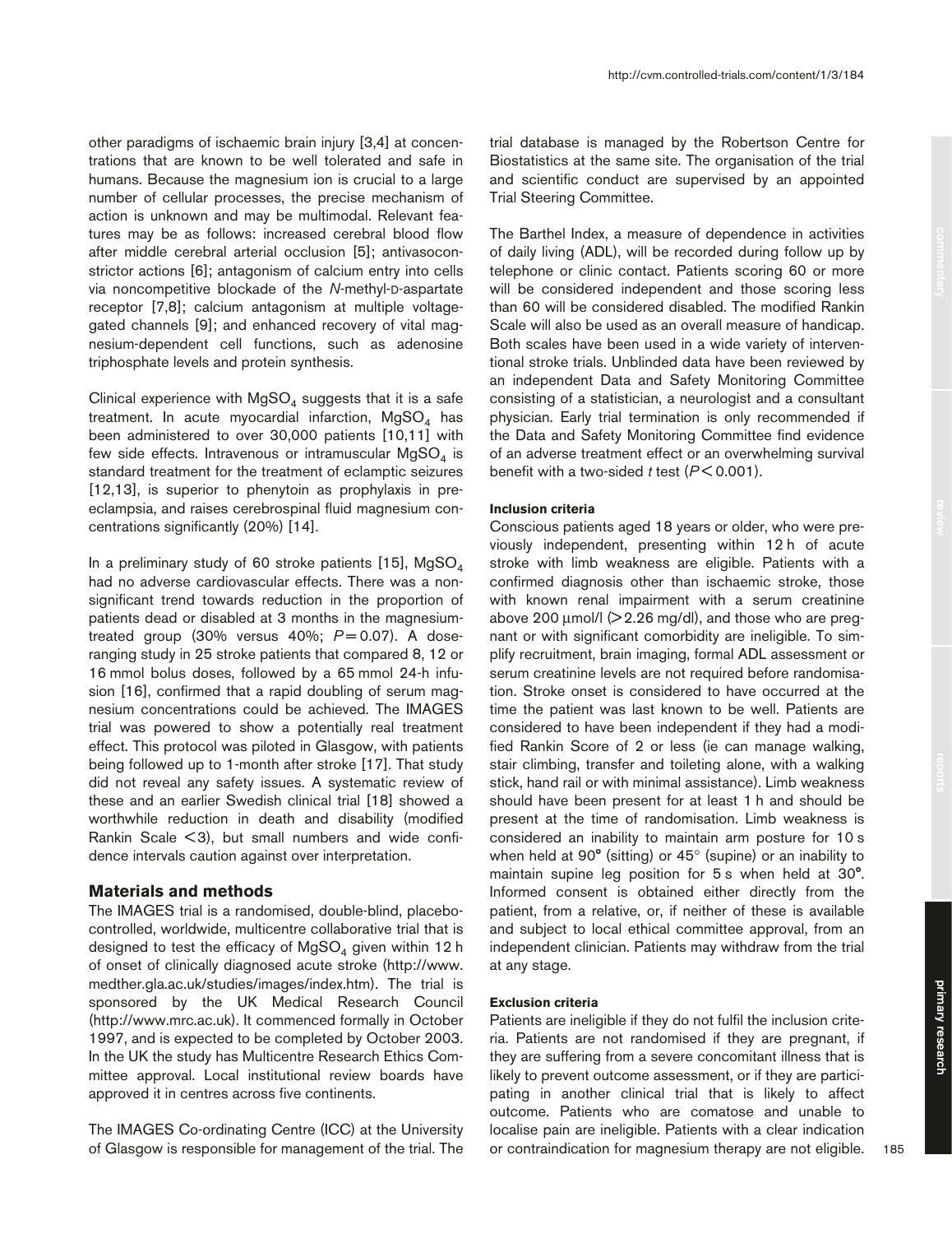other paradigms of ischaemic brain injury [3,4] at concentrations that are known to be well tolerated and safe in humans. Because the magnesium ion is crucial to a large number of cellular processes, the precise mechanism of action is unknown and may be multimodal. Relevant features may be as follows: increased cerebral blood flow after middle cerebral arterial occlusion [5]; antivasoconstrictor actions [6]; antagonism of calcium entry into cells via noncompetitive blockade of the *N*-methyl-D-aspartate receptor [7,8]; calcium antagonism at multiple voltage-gated channels [9]; and enhanced recovery of vital magnesium-dependent cell functions, such as adenosine triphosphate levels and protein synthesis.

Clinical experience with $MgSO_4$ suggests that it is a safe treatment. In acute myocardial infarction, $MgSO_4$ has been administered to over 30,000 patients [10,11] with few side effects. Intravenous or intramuscular $MgSO_4$ is standard treatment for the treatment of eclamptic seizures [12,13], is superior to phenytoin as prophylaxis in preeclampsia, and raises cerebrospinal fluid magnesium concentrations significantly (20%) [14].

In a preliminary study of 60 stroke patients [15], $MgSO_4$ had no adverse cardiovascular effects. There was a nonsignificant trend towards reduction in the proportion of patients dead or disabled at 3 months in the magnesium-treated group (30% versus 40%; $P = 0.07$). A dose-ranging study in 25 stroke patients that compared 8, 12 or 16 mmol bolus doses, followed by a 65 mmol 24-h infusion [16], confirmed that a rapid doubling of serum magnesium concentrations could be achieved. The IMAGES trial was powered to show a potentially real treatment effect. This protocol was piloted in Glasgow, with patients being followed up to 1-month after stroke [17]. That study did not reveal any safety issues. A systematic review of these and an earlier Swedish clinical trial [18] showed a worthwhile reduction in death and disability (modified Rankin Scale <3), but small numbers and wide confidence intervals caution against over interpretation.

## Materials and methods

The IMAGES trial is a randomised, double-blind, placebo-controlled, worldwide, multicentre collaborative trial that is designed to test the efficacy of $MgSO_4$ given within 12 h of onset of clinically diagnosed acute stroke (http://www.medther.gla.ac.uk/studies/images/index.htm). The trial is sponsored by the UK Medical Research Council (http://www.mrc.ac.uk). It commenced formally in October 1997, and is expected to be completed by October 2003. In the UK the study has Multicentre Research Ethics Committee approval. Local institutional review boards have approved it in centres across five continents.

The IMAGES Co-ordinating Centre (ICC) at the University of Glasgow is responsible for management of the trial. The trial database is managed by the Robertson Centre for Biostatistics at the same site. The organisation of the trial and scientific conduct are supervised by an appointed Trial Steering Committee.

The Barthel Index, a measure of dependence in activities of daily living (ADL), will be recorded during follow up by telephone or clinic contact. Patients scoring 60 or more will be considered independent and those scoring less than 60 will be considered disabled. The modified Rankin Scale will also be used as an overall measure of handicap. Both scales have been used in a wide variety of interventional stroke trials. Unblinded data have been reviewed by an independent Data and Safety Monitoring Committee consisting of a statistician, a neurologist and a consultant physician. Early trial termination is only recommended if the Data and Safety Monitoring Committee find evidence of an adverse treatment effect or an overwhelming survival benefit with a two-sided *t* test ($P < 0.001$).

#### Inclusion criteria

Conscious patients aged 18 years or older, who were previously independent, presenting within 12 h of acute stroke with limb weakness are eligible. Patients with a confirmed diagnosis other than ischaemic stroke, those with known renal impairment with a serum creatinine above 200 μmol/l (>2.26 mg/dl), and those who are pregnant or with significant comorbidity are ineligible. To simplify recruitment, brain imaging, formal ADL assessment or serum creatinine levels are not required before randomisation. Stroke onset is considered to have occurred at the time the patient was last known to be well. Patients are considered to have been independent if they had a modified Rankin Score of 2 or less (ie can manage walking, stair climbing, transfer and toileting alone, with a walking stick, hand rail or with minimal assistance). Limb weakness should have been present for at least 1 h and should be present at the time of randomisation. Limb weakness is considered an inability to maintain arm posture for 10 s when held at 90° (sitting) or 45° (supine) or an inability to maintain supine leg position for 5 s when held at 30°. Informed consent is obtained either directly from the patient, from a relative, or, if neither of these is available and subject to local ethical committee approval, from an independent clinician. Patients may withdraw from the trial at any stage.

#### Exclusion criteria

Patients are ineligible if they do not fulfil the inclusion criteria. Patients are not randomised if they are pregnant, if they are suffering from a severe concomitant illness that is likely to prevent outcome assessment, or if they are participating in another clinical trial that is likely to affect outcome. Patients who are comatose and unable to localise pain are ineligible. Patients with a clear indication or contraindication for magnesium therapy are not eligible.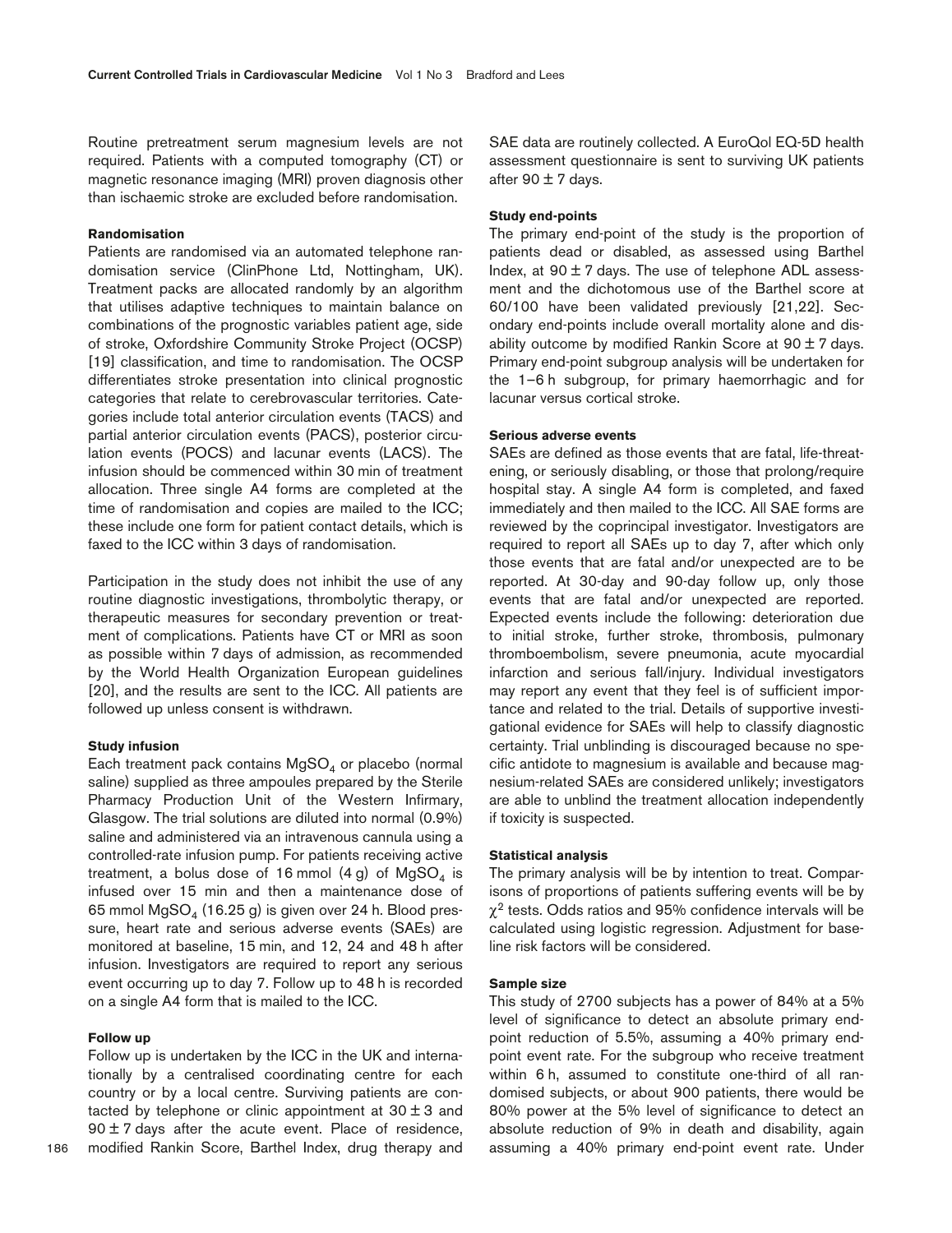Routine pretreatment serum magnesium levels are not required. Patients with a computed tomography (CT) or magnetic resonance imaging (MRI) proven diagnosis other than ischaemic stroke are excluded before randomisation.

#### Randomisation

Patients are randomised via an automated telephone randomisation service (ClinPhone Ltd, Nottingham, UK). Treatment packs are allocated randomly by an algorithm that utilises adaptive techniques to maintain balance on combinations of the prognostic variables patient age, side of stroke, Oxfordshire Community Stroke Project (OCSP) [19] classification, and time to randomisation. The OCSP differentiates stroke presentation into clinical prognostic categories that relate to cerebrovascular territories. Categories include total anterior circulation events (TACS) and partial anterior circulation events (PACS), posterior circulation events (POCS) and lacunar events (LACS). The infusion should be commenced within 30 min of treatment allocation. Three single A4 forms are completed at the time of randomisation and copies are mailed to the ICC; these include one form for patient contact details, which is faxed to the ICC within 3 days of randomisation.

Participation in the study does not inhibit the use of any routine diagnostic investigations, thrombolytic therapy, or therapeutic measures for secondary prevention or treatment of complications. Patients have CT or MRI as soon as possible within 7 days of admission, as recommended by the World Health Organization European guidelines [20], and the results are sent to the ICC. All patients are followed up unless consent is withdrawn.

#### Study infusion

Each treatment pack contains $MgSO_4$ or placebo (normal saline) supplied as three ampoules prepared by the Sterile Pharmacy Production Unit of the Western Infirmary, Glasgow. The trial solutions are diluted into normal (0.9%) saline and administered via an intravenous cannula using a controlled-rate infusion pump. For patients receiving active treatment, a bolus dose of 16 mmol (4 g) of $MgSO_4$ is infused over 15 min and then a maintenance dose of 65 mmol $MgSO_4$ (16.25 g) is given over 24 h. Blood pressure, heart rate and serious adverse events (SAEs) are monitored at baseline, 15 min, and 12, 24 and 48 h after infusion. Investigators are required to report any serious event occurring up to day 7. Follow up to 48 h is recorded on a single A4 form that is mailed to the ICC.

#### Follow up

Follow up is undertaken by the ICC in the UK and internationally by a centralised coordinating centre for each country or by a local centre. Surviving patients are contacted by telephone or clinic appointment at $30 \pm 3$ and $90 \pm 7$ days after the acute event. Place of residence, modified Rankin Score, Barthel Index, drug therapy and SAE data are routinely collected. A EuroQol EQ-5D health assessment questionnaire is sent to surviving UK patients after $90 \pm 7$ days.

#### Study end-points

The primary end-point of the study is the proportion of patients dead or disabled, as assessed using Barthel Index, at $90 \pm 7$ days. The use of telephone ADL assessment and the dichotomous use of the Barthel score at 60/100 have been validated previously [21,22]. Secondary end-points include overall mortality alone and disability outcome by modified Rankin Score at $90 \pm 7$ days. Primary end-point subgroup analysis will be undertaken for the 1–6 h subgroup, for primary haemorrhagic and for lacunar versus cortical stroke.

#### Serious adverse events

SAEs are defined as those events that are fatal, life-threatening, or seriously disabling, or those that prolong/require hospital stay. A single A4 form is completed, and faxed immediately and then mailed to the ICC. All SAE forms are reviewed by the coprincipal investigator. Investigators are required to report all SAEs up to day 7, after which only those events that are fatal and/or unexpected are to be reported. At 30-day and 90-day follow up, only those events that are fatal and/or unexpected are reported. Expected events include the following: deterioration due to initial stroke, further stroke, thrombosis, pulmonary thromboembolism, severe pneumonia, acute myocardial infarction and serious fall/injury. Individual investigators may report any event that they feel is of sufficient importance and related to the trial. Details of supportive investigational evidence for SAEs will help to classify diagnostic certainty. Trial unblinding is discouraged because no specific antidote to magnesium is available and because magnesium-related SAEs are considered unlikely; investigators are able to unblind the treatment allocation independently if toxicity is suspected.

#### Statistical analysis

The primary analysis will be by intention to treat. Comparisons of proportions of patients suffering events will be by $\chi^2$ tests. Odds ratios and 95% confidence intervals will be calculated using logistic regression. Adjustment for baseline risk factors will be considered.

#### Sample size

This study of 2700 subjects has a power of 84% at a 5% level of significance to detect an absolute primary end-point reduction of 5.5%, assuming a 40% primary end-point event rate. For the subgroup who receive treatment within 6 h, assumed to constitute one-third of all randomised subjects, or about 900 patients, there would be 80% power at the 5% level of significance to detect an absolute reduction of 9% in death and disability, again assuming a 40% primary end-point event rate. Under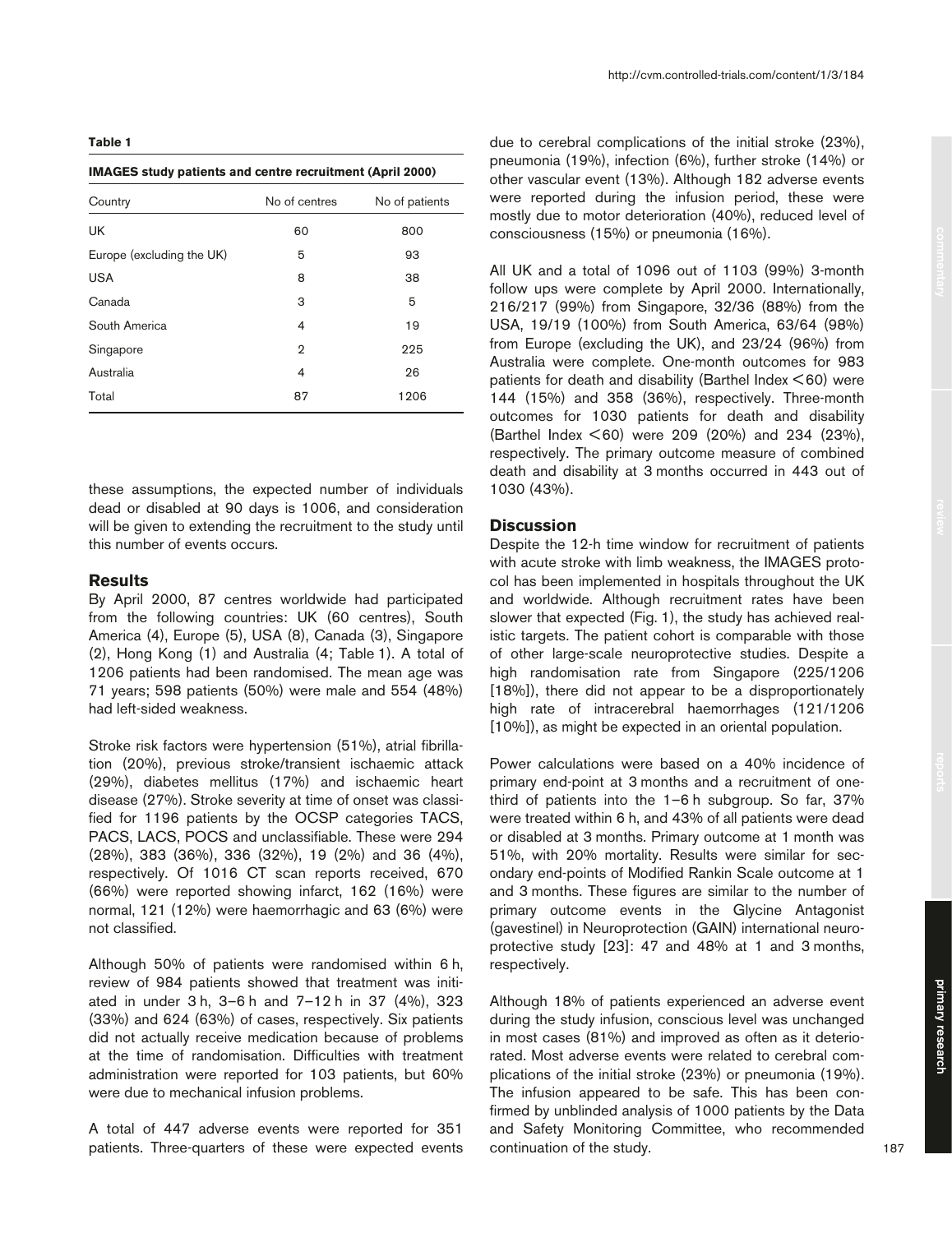**Table 1**

**IMAGES study patients and centre recruitment (April 2000)**

| Country | No of centres | No of patients |
|---|---|---|
| UK | 60 | 800 |
| Europe (excluding the UK) | 5 | 93 |
| USA | 8 | 38 |
| Canada | 3 | 5 |
| South America | 4 | 19 |
| Singapore | 2 | 225 |
| Australia | 4 | 26 |
| Total | 87 | 1206 |

these assumptions, the expected number of individuals dead or disabled at 90 days is 1006, and consideration will be given to extending the recruitment to the study until this number of events occurs.

## Results

By April 2000, 87 centres worldwide had participated from the following countries: UK (60 centres), South America (4), Europe (5), USA (8), Canada (3), Singapore (2), Hong Kong (1) and Australia (4; Table 1). A total of 1206 patients had been randomised. The mean age was 71 years; 598 patients (50%) were male and 554 (48%) had left-sided weakness.

Stroke risk factors were hypertension (51%), atrial fibrillation (20%), previous stroke/transient ischaemic attack (29%), diabetes mellitus (17%) and ischaemic heart disease (27%). Stroke severity at time of onset was classified for 1196 patients by the OCSP categories TACS, PACS, LACS, POCS and unclassifiable. These were 294 (28%), 383 (36%), 336 (32%), 19 (2%) and 36 (4%), respectively. Of 1016 CT scan reports received, 670 (66%) were reported showing infarct, 162 (16%) were normal, 121 (12%) were haemorrhagic and 63 (6%) were not classified.

Although 50% of patients were randomised within 6 h, review of 984 patients showed that treatment was initiated in under 3 h, 3–6 h and 7–12 h in 37 (4%), 323 (33%) and 624 (63%) of cases, respectively. Six patients did not actually receive medication because of problems at the time of randomisation. Difficulties with treatment administration were reported for 103 patients, but 60% were due to mechanical infusion problems.

A total of 447 adverse events were reported for 351 patients. Three-quarters of these were expected events due to cerebral complications of the initial stroke (23%), pneumonia (19%), infection (6%), further stroke (14%) or other vascular event (13%). Although 182 adverse events were reported during the infusion period, these were mostly due to motor deterioration (40%), reduced level of consciousness (15%) or pneumonia (16%).

All UK and a total of 1096 out of 1103 (99%) 3-month follow ups were complete by April 2000. Internationally, 216/217 (99%) from Singapore, 32/36 (88%) from the USA, 19/19 (100%) from South America, 63/64 (98%) from Europe (excluding the UK), and 23/24 (96%) from Australia were complete. One-month outcomes for 983 patients for death and disability (Barthel Index <60) were 144 (15%) and 358 (36%), respectively. Three-month outcomes for 1030 patients for death and disability (Barthel Index <60) were 209 (20%) and 234 (23%), respectively. The primary outcome measure of combined death and disability at 3 months occurred in 443 out of 1030 (43%).

## Discussion

Despite the 12-h time window for recruitment of patients with acute stroke with limb weakness, the IMAGES protocol has been implemented in hospitals throughout the UK and worldwide. Although recruitment rates have been slower that expected (Fig. 1), the study has achieved realistic targets. The patient cohort is comparable with those of other large-scale neuroprotective studies. Despite a high randomisation rate from Singapore (225/1206 [18%]), there did not appear to be a disproportionately high rate of intracerebral haemorrhages (121/1206 [10%]), as might be expected in an oriental population.

Power calculations were based on a 40% incidence of primary end-point at 3 months and a recruitment of one-third of patients into the 1–6 h subgroup. So far, 37% were treated within 6 h, and 43% of all patients were dead or disabled at 3 months. Primary outcome at 1 month was 51%, with 20% mortality. Results were similar for secondary end-points of Modified Rankin Scale outcome at 1 and 3 months. These figures are similar to the number of primary outcome events in the Glycine Antagonist (gavestinel) in Neuroprotection (GAIN) international neuroprotective study [23]: 47 and 48% at 1 and 3 months, respectively.

Although 18% of patients experienced an adverse event during the study infusion, conscious level was unchanged in most cases (81%) and improved as often as it deteriorated. Most adverse events were related to cerebral complications of the initial stroke (23%) or pneumonia (19%). The infusion appeared to be safe. This has been confirmed by unblinded analysis of 1000 patients by the Data and Safety Monitoring Committee, who recommended continuation of the study.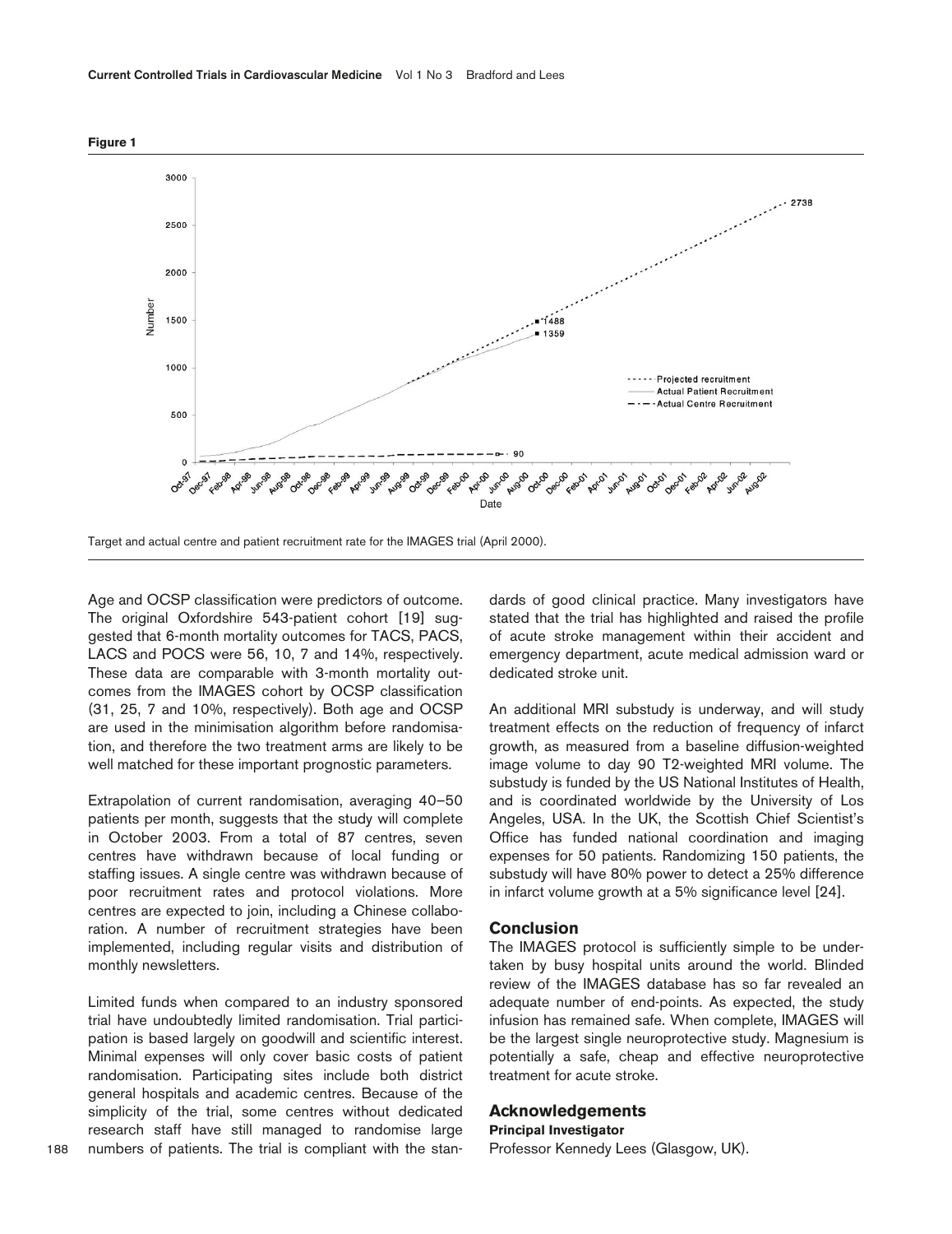**Figure 1**

Target and actual centre and patient recruitment rate for the IMAGES trial (April 2000).

Age and OCSP classification were predictors of outcome. The original Oxfordshire 543-patient cohort [19] suggested that 6-month mortality outcomes for TACS, PACS, LACS and POCS were 56, 10, 7 and 14%, respectively. These data are comparable with 3-month mortality outcomes from the IMAGES cohort by OCSP classification (31, 25, 7 and 10%, respectively). Both age and OCSP are used in the minimisation algorithm before randomisation, and therefore the two treatment arms are likely to be well matched for these important prognostic parameters.

Extrapolation of current randomisation, averaging 40–50 patients per month, suggests that the study will complete in October 2003. From a total of 87 centres, seven centres have withdrawn because of local funding or staffing issues. A single centre was withdrawn because of poor recruitment rates and protocol violations. More centres are expected to join, including a Chinese collaboration. A number of recruitment strategies have been implemented, including regular visits and distribution of monthly newsletters.

Limited funds when compared to an industry sponsored trial have undoubtedly limited randomisation. Trial participation is based largely on goodwill and scientific interest. Minimal expenses will only cover basic costs of patient randomisation. Participating sites include both district general hospitals and academic centres. Because of the simplicity of the trial, some centres without dedicated research staff have still managed to randomise large numbers of patients. The trial is compliant with the standards of good clinical practice. Many investigators have stated that the trial has highlighted and raised the profile of acute stroke management within their accident and emergency department, acute medical admission ward or dedicated stroke unit.

An additional MRI substudy is underway, and will study treatment effects on the reduction of frequency of infarct growth, as measured from a baseline diffusion-weighted image volume to day 90 T2-weighted MRI volume. The substudy is funded by the US National Institutes of Health, and is coordinated worldwide by the University of Los Angeles, USA. In the UK, the Scottish Chief Scientist's Office has funded national coordination and imaging expenses for 50 patients. Randomizing 150 patients, the substudy will have 80% power to detect a 25% difference in infarct volume growth at a 5% significance level [24].

## Conclusion

The IMAGES protocol is sufficiently simple to be undertaken by busy hospital units around the world. Blinded review of the IMAGES database has so far revealed an adequate number of end-points. As expected, the study infusion has remained safe. When complete, IMAGES will be the largest single neuroprotective study. Magnesium is potentially a safe, cheap and effective neuroprotective treatment for acute stroke.

## Acknowledgements

**Principal Investigator**

Professor Kennedy Lees (Glasgow, UK).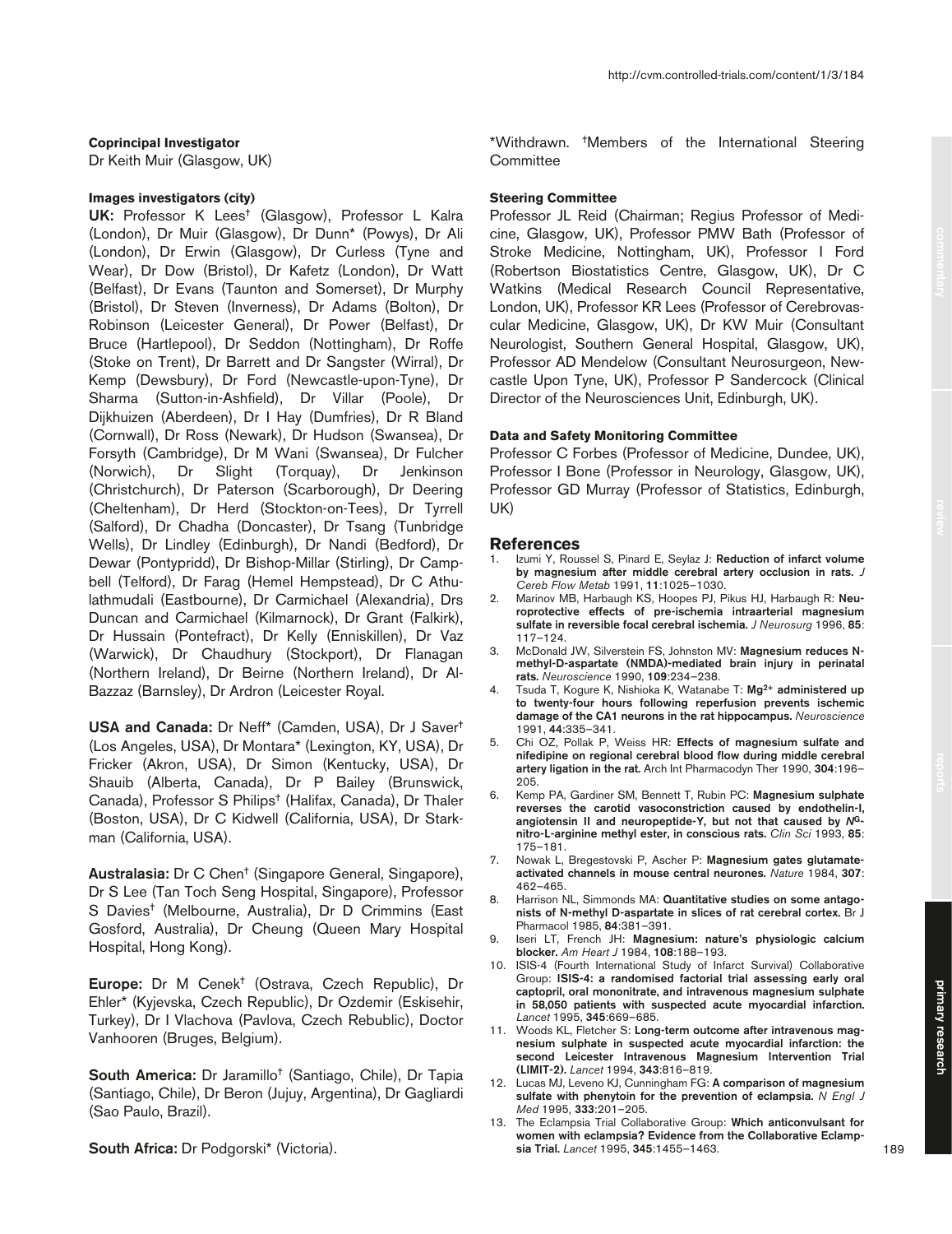**Coprincipal Investigator**

Dr Keith Muir (Glasgow, UK)

**Images investigators (city)**

**UK:** Professor K Lees† (Glasgow), Professor L Kalra (London), Dr Muir (Glasgow), Dr Dunn* (Powys), Dr Ali (London), Dr Erwin (Glasgow), Dr Curless (Tyne and Wear), Dr Dow (Bristol), Dr Kafetz (London), Dr Watt (Belfast), Dr Evans (Taunton and Somerset), Dr Murphy (Bristol), Dr Steven (Inverness), Dr Adams (Bolton), Dr Robinson (Leicester General), Dr Power (Belfast), Dr Bruce (Hartlepool), Dr Seddon (Nottingham), Dr Roffe (Stoke on Trent), Dr Barrett and Dr Sangster (Wirral), Dr Kemp (Dewsbury), Dr Ford (Newcastle-upon-Tyne), Dr Sharma (Sutton-in-Ashfield), Dr Villar (Poole), Dr Dijkhuizen (Aberdeen), Dr I Hay (Dumfries), Dr R Bland (Cornwall), Dr Ross (Newark), Dr Hudson (Swansea), Dr Forsyth (Cambridge), Dr M Wani (Swansea), Dr Fulcher (Norwich), Dr Slight (Torquay), Dr Jenkinson (Christchurch), Dr Paterson (Scarborough), Dr Deering (Cheltenham), Dr Herd (Stockton-on-Tees), Dr Tyrrell (Salford), Dr Chadha (Doncaster), Dr Tsang (Tunbridge Wells), Dr Lindley (Edinburgh), Dr Nandi (Bedford), Dr Dewar (Pontypridd), Dr Bishop-Millar (Stirling), Dr Campbell (Telford), Dr Farag (Hemel Hempstead), Dr C Athulathmudali (Eastbourne), Dr Carmichael (Alexandria), Drs Duncan and Carmichael (Kilmarnock), Dr Grant (Falkirk), Dr Hussain (Pontefract), Dr Kelly (Enniskillen), Dr Vaz (Warwick), Dr Chaudhury (Stockport), Dr Flanagan (Northern Ireland), Dr Beirne (Northern Ireland), Dr Al-Bazzaz (Barnsley), Dr Ardron (Leicester Royal.

**USA and Canada:** Dr Neff* (Camden, USA), Dr J Saver† (Los Angeles, USA), Dr Montara* (Lexington, KY, USA), Dr Fricker (Akron, USA), Dr Simon (Kentucky, USA), Dr Shauib (Alberta, Canada), Dr P Bailey (Brunswick, Canada), Professor S Philips† (Halifax, Canada), Dr Thaler (Boston, USA), Dr C Kidwell (California, USA), Dr Starkman (California, USA).

**Australasia:** Dr C Chen† (Singapore General, Singapore), Dr S Lee (Tan Toch Seng Hospital, Singapore), Professor S Davies† (Melbourne, Australia), Dr D Crimmins (East Gosford, Australia), Dr Cheung (Queen Mary Hospital Hospital, Hong Kong).

**Europe:** Dr M Cenek† (Ostrava, Czech Republic), Dr Ehler* (Kyjevska, Czech Republic), Dr Ozdemir (Eskisehir, Turkey), Dr I Vlachova (Pavlova, Czech Rebublic), Doctor Vanhooren (Bruges, Belgium).

**South America:** Dr Jaramillo† (Santiago, Chile), Dr Tapia (Santiago, Chile), Dr Beron (Jujuy, Argentina), Dr Gagliardi (Sao Paulo, Brazil).

**South Africa:** Dr Podgorski* (Victoria).

*Withdrawn. †Members of the International Steering Committee

**Steering Committee**

Professor JL Reid (Chairman; Regius Professor of Medicine, Glasgow, UK), Professor PMW Bath (Professor of Stroke Medicine, Nottingham, UK), Professor I Ford (Robertson Biostatistics Centre, Glasgow, UK), Dr C Watkins (Medical Research Council Representative, London, UK), Professor KR Lees (Professor of Cerebrovascular Medicine, Glasgow, UK), Dr KW Muir (Consultant Neurologist, Southern General Hospital, Glasgow, UK), Professor AD Mendelow (Consultant Neurosurgeon, Newcastle Upon Tyne, UK), Professor P Sandercock (Clinical Director of the Neurosciences Unit, Edinburgh, UK).

**Data and Safety Monitoring Committee**

Professor C Forbes (Professor of Medicine, Dundee, UK), Professor I Bone (Professor in Neurology, Glasgow, UK), Professor GD Murray (Professor of Statistics, Edinburgh, UK)

## References

1. Izumi Y, Roussel S, Pinard E, Seylaz J: **Reduction of infarct volume by magnesium after middle cerebral artery occlusion in rats.** *J Cereb Flow Metab* 1991, **11**:1025–1030.
2. Marinov MB, Harbaugh KS, Hoopes PJ, Pikus HJ, Harbaugh R: **Neuroprotective effects of pre-ischemia intraarterial magnesium sulfate in reversible focal cerebral ischemia.** *J Neurosurg* 1996, **85**: 117–124.
3. McDonald JW, Silverstein FS, Johnston MV: **Magnesium reduces N-methyl-D-aspartate (NMDA)-mediated brain injury in perinatal rats.** *Neuroscience* 1990, **109**:234–238.
4. Tsuda T, Kogure K, Nishioka K, Watanabe T: **$Mg^{2+}$ administered up to twenty-four hours following reperfusion prevents ischemic damage of the CA1 neurons in the rat hippocampus.** *Neuroscience* 1991, **44**:335–341.
5. Chi OZ, Pollak P, Weiss HR: **Effects of magnesium sulfate and nifedipine on regional cerebral blood flow during middle cerebral artery ligation in the rat.** Arch Int Pharmacodyn Ther 1990, **304**:196–205.
6. Kemp PA, Gardiner SM, Bennett T, Rubin PC: **Magnesium sulphate reverses the carotid vasoconstriction caused by endothelin-I, angiotensin II and neuropeptide-Y, but not that caused by $N^G$-nitro-L-arginine methyl ester, in conscious rats.** *Clin Sci* 1993, **85**: 175–181.
7. Nowak L, Bregestovski P, Ascher P: **Magnesium gates glutamate-activated channels in mouse central neurones.** *Nature* 1984, **307**: 462–465.
8. Harrison NL, Simmonds MA: **Quantitative studies on some antagonists of N-methyl D-aspartate in slices of rat cerebral cortex.** Br J Pharmacol 1985, **84**:381–391.
9. Iseri LT, French JH: **Magnesium: nature's physiologic calcium blocker.** *Am Heart J* 1984, **108**:188–193.
10. ISIS-4 (Fourth International Study of Infarct Survival) Collaborative Group: **ISIS-4: a randomised factorial trial assessing early oral captopril, oral mononitrate, and intravenous magnesium sulphate in 58,050 patients with suspected acute myocardial infarction.** *Lancet* 1995, **345**:669–685.
11. Woods KL, Fletcher S: **Long-term outcome after intravenous magnesium sulphate in suspected acute myocardial infarction: the second Leicester Intravenous Magnesium Intervention Trial (LIMIT-2).** *Lancet* 1994, **343**:816–819.
12. Lucas MJ, Leveno KJ, Cunningham FG: **A comparison of magnesium sulfate with phenytoin for the prevention of eclampsia.** *N Engl J Med* 1995, **333**:201–205.
13. The Eclampsia Trial Collaborative Group: **Which anticonvulsant for women with eclampsia? Evidence from the Collaborative Eclampsia Trial.** *Lancet* 1995, **345**:1455–1463.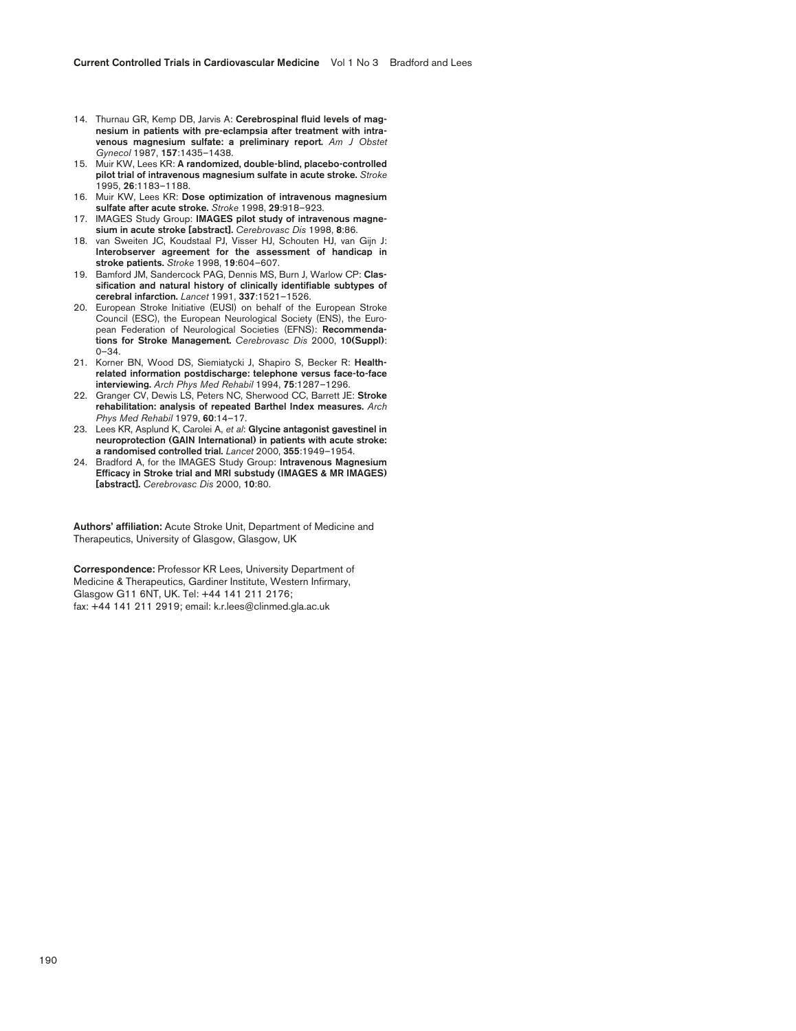14. Thurnau GR, Kemp DB, Jarvis A: **Cerebrospinal fluid levels of magnesium in patients with pre-eclampsia after treatment with intravenous magnesium sulfate: a preliminary report.** *Am J Obstet Gynecol* 1987, **157**:1435–1438.
15. Muir KW, Lees KR: **A randomized, double-blind, placebo-controlled pilot trial of intravenous magnesium sulfate in acute stroke.** *Stroke* 1995, **26**:1183–1188.
16. Muir KW, Lees KR: **Dose optimization of intravenous magnesium sulfate after acute stroke.** *Stroke* 1998, **29**:918–923.
17. IMAGES Study Group: **IMAGES pilot study of intravenous magnesium in acute stroke [abstract].** *Cerebrovasc Dis* 1998, **8**:86.
18. van Sweiten JC, Koudstaal PJ, Visser HJ, Schouten HJ, van Gijn J: **Interobserver agreement for the assessment of handicap in stroke patients.** *Stroke* 1998, **19**:604–607.
19. Bamford JM, Sandercock PAG, Dennis MS, Burn J, Warlow CP: **Classification and natural history of clinically identifiable subtypes of cerebral infarction.** *Lancet* 1991, **337**:1521–1526.
20. European Stroke Initiative (EUSI) on behalf of the European Stroke Council (ESC), the European Neurological Society (ENS), the European Federation of Neurological Societies (EFNS): **Recommendations for Stroke Management.** *Cerebrovasc Dis* 2000, **10(Suppl)**: 0–34.
21. Korner BN, Wood DS, Siemiatycki J, Shapiro S, Becker R: **Health-related information postdischarge: telephone versus face-to-face interviewing.** *Arch Phys Med Rehabil* 1994, **75**:1287–1296.
22. Granger CV, Dewis LS, Peters NC, Sherwood CC, Barrett JE: **Stroke rehabilitation: analysis of repeated Barthel Index measures.** *Arch Phys Med Rehabil* 1979, **60**:14–17.
23. Lees KR, Asplund K, Carolei A, *et al*: **Glycine antagonist gavestinel in neuroprotection (GAIN International) in patients with acute stroke: a randomised controlled trial.** *Lancet* 2000, **355**:1949–1954.
24. Bradford A, for the IMAGES Study Group: **Intravenous Magnesium Efficacy in Stroke trial and MRI substudy (IMAGES & MR IMAGES) [abstract].** *Cerebrovasc Dis* 2000, **10**:80.

**Authors' affiliation:** Acute Stroke Unit, Department of Medicine and Therapeutics, University of Glasgow, Glasgow, UK

**Correspondence:** Professor KR Lees, University Department of Medicine & Therapeutics, Gardiner Institute, Western Infirmary, Glasgow G11 6NT, UK. Tel: +44 141 211 2176; fax: +44 141 211 2919; email: k.r.lees@clinmed.gla.ac.uk